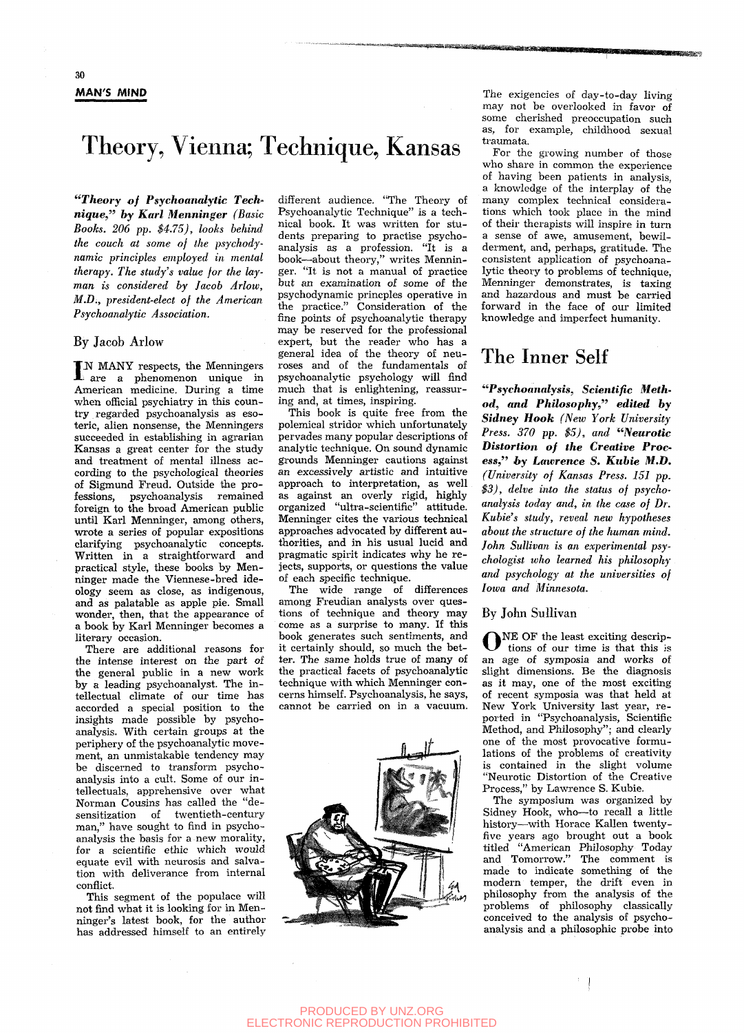MAN'S MIND

# Theory, Vienna; Technique, Kansas

***"Theory of Psychoanalytic Technique," by Karl Menninger** (Basic Books. 206 pp. $4.75), looks behind the couch at some of the psychodynamic principles employed in mental therapy. The study's value for the layman is considered by Jacob Arlow, M.D., president-elect of the American Psychoanalytic Association.*

By Jacob Arlow

IN MANY respects, the Menningers are a phenomenon unique in American medicine. During a time when official psychiatry in this country regarded psychoanalysis as esoteric, alien nonsense, the Menningers succeeded in establishing in agrarian Kansas a great center for the study and treatment of mental illness according to the psychological theories of Sigmund Freud. Outside the professions, psychoanalysis remained foreign to the broad American public until Karl Menninger, among others, wrote a series of popular expositions clarifying psychoanalytic concepts. Written in a straightforward and practical style, these books by Menninger made the Viennese-bred ideology seem as close, as indigenous, and as palatable as apple pie. Small wonder, then, that the appearance of a book by Karl Menninger becomes a literary occasion.

There are additional reasons for the intense interest on the part of the general public in a new work by a leading psychoanalyst. The intellectual climate of our time has accorded a special position to the insights made possible by psychoanalysis. With certain groups at the periphery of the psychoanalytic movement, an unmistakable tendency may be discerned to transform psychoanalysis into a cult. Some of our intellectuals, apprehensive over what Norman Cousins has called the "desensitization of twentieth-century man," have sought to find in psychoanalysis the basis for a new morality, for a scientific ethic which would equate evil with neurosis and salvation with deliverance from internal conflict.

This segment of the populace will not find what it is looking for in Menninger's latest book, for the author has addressed himself to an entirely different audience. "The Theory of Psychoanalytic Technique" is a technical book. It was written for students preparing to practise psychoanalysis as a profession. "It is a book—about theory," writes Menninger. "It is not a manual of practice but an examination of some of the psychodynamic principles operative in the practice." Consideration of the fine points of psychoanalytic therapy may be reserved for the professional expert, but the reader who has a general idea of the theory of neuroses and of the fundamentals of psychoanalytic psychology will find much that is enlightening, reassuring and, at times, inspiring.

This book is quite free from the polemical stridor which unfortunately pervades many popular descriptions of analytic technique. On sound dynamic grounds Menninger cautions against an excessively artistic and intuitive approach to interpretation, as well as against an overly rigid, highly organized "ultra-scientific" attitude. Menninger cites the various technical approaches advocated by different authorities, and in his usual lucid and pragmatic spirit indicates why he rejects, supports, or questions the value of each specific technique.

The wide range of differences among Freudian analysts over questions of technique and theory may come as a surprise to many. If this book generates such sentiments, and it certainly should, so much the better. The same holds true of many of the practical facets of psychoanalytic technique with which Menninger concerns himself. Psychoanalysis, he says, cannot be carried on in a vacuum. The exigencies of day-to-day living may not be overlooked in favor of some cherished preoccupation such as, for example, childhood sexual traumata.

For the growing number of those who share in common the experience of having been patients in analysis, a knowledge of the interplay of the many complex technical considerations which took place in the mind of their therapists will inspire in turn a sense of awe, amusement, bewilderment, and, perhaps, gratitude. The consistent application of psychoanalytic theory to problems of technique, Menninger demonstrates, is taxing and hazardous and must be carried forward in the face of our limited knowledge and imperfect humanity.

# The Inner Self

***"Psychoanalysis, Scientific Method, and Philosophy," edited by Sidney Hook** (New York University Press. 370 pp. $5), and **"Neurotic Distortion of the Creative Process," by Lawrence S. Kubie M.D.** (University of Kansas Press. 151 pp. $3), delve into the status of psychoanalysis today and, in the case of Dr. Kubie's study, reveal new hypotheses about the structure of the human mind. John Sullivan is an experimental psychologist who learned his philosophy and psychology at the universities of Iowa and Minnesota.*

By John Sullivan

ONE OF the least exciting descriptions of our time is that this is an age of symposia and works of slight dimensions. Be the diagnosis as it may, one of the most exciting of recent symposia was that held at New York University last year, reported in "Psychoanalysis, Scientific Method, and Philosophy"; and clearly one of the most provocative formulations of the problems of creativity is contained in the slight volume "Neurotic Distortion of the Creative Process," by Lawrence S. Kubie.

The symposium was organized by Sidney Hook, who—to recall a little history—with Horace Kallen twenty-five years ago brought out a book titled "American Philosophy Today and Tomorrow." The comment is made to indicate something of the modern temper, the drift even in philosophy from the analysis of the problems of philosophy classically conceived to the analysis of psychoanalysis and a philosophic probe into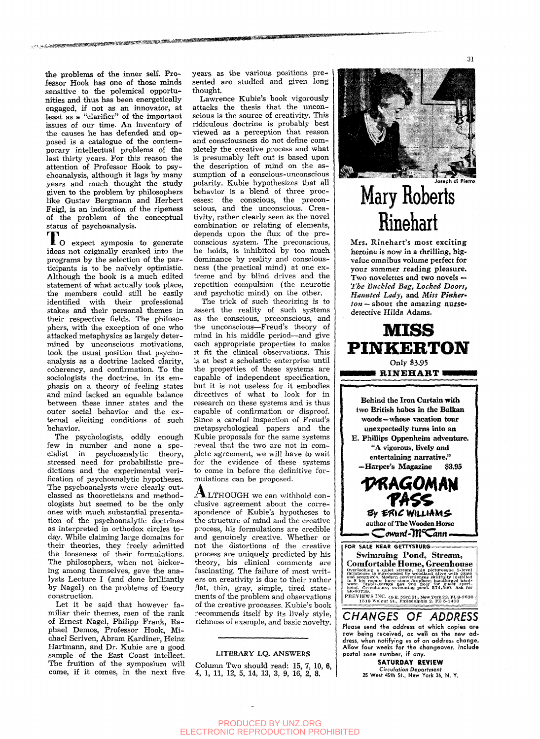the problems of the inner self. Professor Hook has one of those minds sensitive to the polemical opportunities and thus has been energetically engaged, if not as an innovator, at least as a "clarifier" of the important issues of our time. An inventory of the causes he has defended and opposed is a catalogue of the contemporary intellectual problems of the last thirty years. For this reason the attention of Professor Hook to psychoanalysis, although it lags by many years and much thought the study given to the problem by philosophers like Gustav Bergmann and Herbert Feigl, is an indication of the ripeness of the problem of the conceptual status of psychoanalysis.

To expect symposia to generate ideas not originally cranked into the programs by the selection of the participants is to be naïvely optimistic. Although the book is a much edited statement of what actually took place, the members could still be easily identified with their professional stakes and their personal themes in their respective fields. The philosophers, with the exception of one who attacked metaphysics as largely determined by unconscious motivations, took the usual position that psychoanalysis as a doctrine lacked clarity, coherency, and confirmation. To the sociologists the doctrine, in its emphasis on a theory of feeling states and mind lacked an equable balance between these inner states and the outer social behavior and the external eliciting conditions of such behavior.

The psychologists, oddly enough few in number and none a specialist in psychoanalytic theory, stressed need for probabilistic predictions and the experimental verification of psychoanalytic hypotheses. The psychoanalysts were clearly outclassed as theoreticians and methodologists but seemed to be the only ones with much substantial presentation of the psychoanalytic doctrines as interpreted in orthodox circles today. While claiming large domains for their theories, they freely admitted the looseness of their formulations. The philosophers, when not bickering among themselves, gave the analysts Lecture I (and done brilliantly by Nagel) on the problems of theory construction.

Let it be said that however familiar their themes, men of the rank of Ernest Nagel, Philipp Frank, Raphael Demos, Professor Hook, Michael Scriven, Abram Kardiner, Heinz Hartmann, and Dr. Kubie are a good sample of the East Coast intellect. The fruition of the symposium will come, if it comes, in the next five years as the various positions presented are studied and given long thought.

Lawrence Kubie's book vigorously attacks the thesis that the unconscious is the source of creativity. This ridiculous doctrine is probably best viewed as a perception that reason and consciousness do not define completely the creative process and what is presumably left out is based upon the description of mind on the assumption of a conscious-unconscious polarity. Kubie hypothesizes that all behavior is a blend of three processes: the conscious, the preconscious, and the unconscious. Creativity, rather clearly seen as the novel combination or relating of elements, depends upon the flux of the preconscious system. The preconscious, he holds, is inhibited by too much dominance by reality and consciousness (the practical mind) at one extreme and by blind drives and the repetition compulsion (the neurotic and psychotic mind) on the other.

The trick of such theorizing is to assert the reality of such systems as the conscious, preconscious, and the unconscious—Freud's theory of mind in his middle period—and give each appropriate properties to make it fit the clinical observations. This is at best a scholastic enterprise until the properties of these systems are capable of independent specification, but it is not useless for it embodies directives of what to look for in research on these systems and is thus capable of confirmation or disproof. Since a careful inspection of Freud's metapsychological papers and the Kubie proposals for the same systems reveal that the two are not in complete agreement, we will have to wait for the evidence of these systems to come in before the definitive formulations can be proposed.

Although we can withhold conclusive agreement about the correspondence of Kubie's hypotheses to the structure of mind and the creative process, his formulations are credible and genuinely creative. Whether or not the distortions of the creative process are uniquely predicted by his theory, his clinical comments are fascinating. The failure of most writers on creativity is due to their rather flat, thin, gray, simple, tired statements of the problem and observations of the creative processes. Kubie's book recommends itself by its lively style, richness of example, and basic novelty.

---

### LITERARY I.Q. ANSWERS

Column Two should read: 15, 7, 10, 6, 4, 1, 11, 12, 5, 14, 13, 3, 9, 16, 2, 8.

---

Joseph di Pietro

# Mary Roberts Rinehart

Mrs. Rinehart's most exciting heroine is now in a thrilling, big-value omnibus volume perfect for your summer reading pleasure. Two novelettes and two novels — *The Buckled Bag, Locked Doors, Haunted Lady,* and *Miss Pinkerton* — about the amazing nurse-detective Hilda Adams.

## MISS PINKERTON

Only $3.95

**RINEHART**

---

**Behind the Iron Curtain with two British babes in the Balkan woods—whose vacation tour unexpectedly turns into an E. Phillips Oppenheim adventure.**

**"A vigorous, lively and entertaining narrative."**
**—Harper's Magazine $3.95**

## DRAGOMAN PASS

By ERIC WILLIAMS

author of The Wooden Horse

Coward-McCann

---

FOR SALE NEAR GETTYSBURG

**Swimming Pond, Stream, Comfortable Home, Greenhouse**

Overlooking a quiet stream, this picturesque 3-level farmhouse is surrounded by woodland alive with game and songbirds. Modern conveniences skillfully installed in 8 big rooms; huge stone fireplace; handforged hardware. Stable-garage has 2nd floor for guest apartment. Greenhouse, swimming pond. $74,500. Ask for SR-60739.

PREVIEWS INC. 49 E. 53rd St., New York 22, PL 8-2630
1518 Walnut St., Philadelphia 2, PE 5-1400

---

## CHANGES OF ADDRESS

Please send the address at which copies are now being received, as well as the new address, when notifying us of an address change. Allow four weeks for the changeover. Include postal zone number, if any.

**SATURDAY REVIEW**
*Circulation Department*
25 West 45th St., New York 36, N. Y.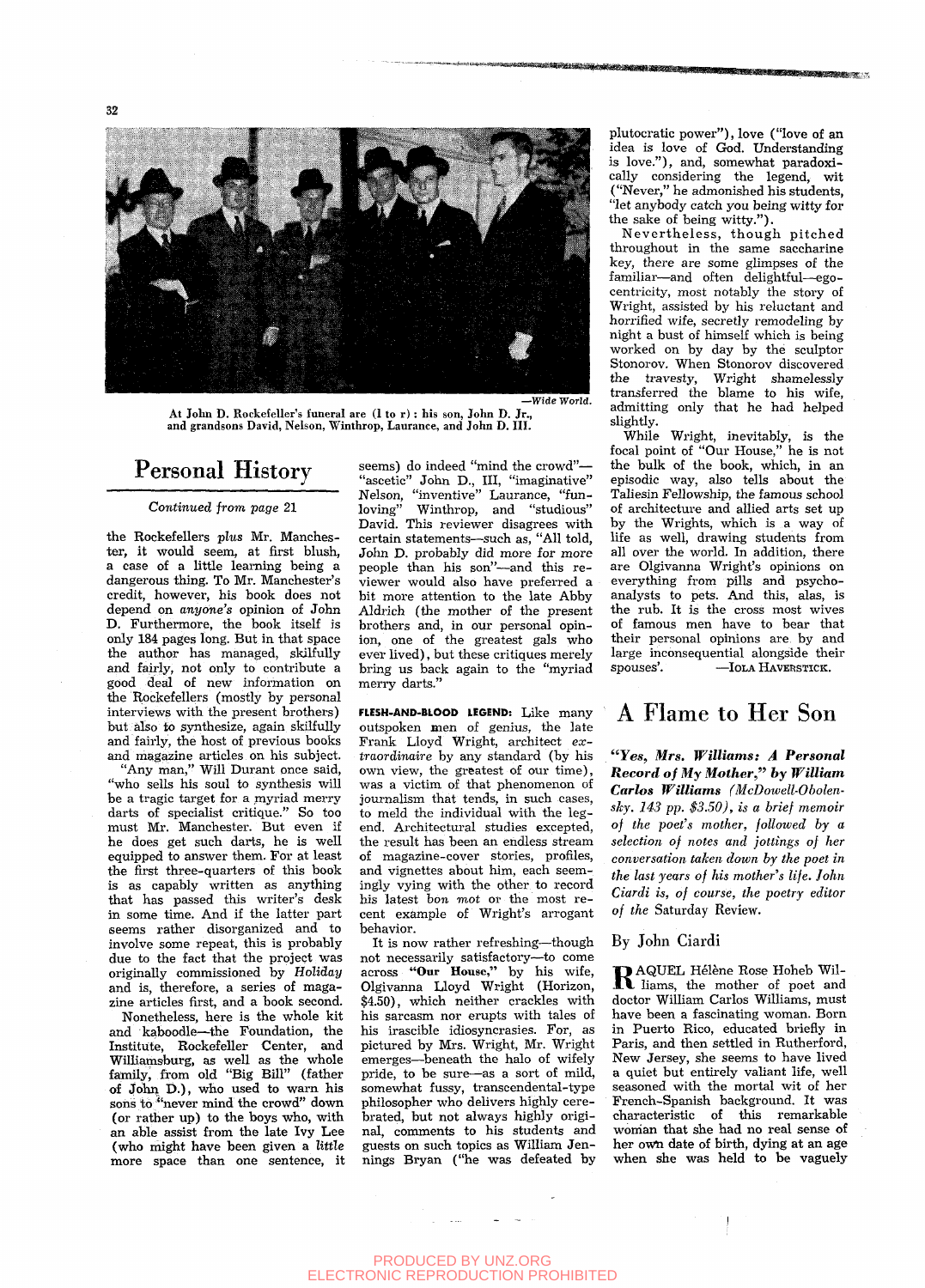—Wide World.

At John D. Rockefeller's funeral are (l to r): his son, John D. Jr., and grandsons David, Nelson, Winthrop, Laurance, and John D. III.

## Personal History

*Continued from page 21*

the Rockefellers *plus* Mr. Manchester, it would seem, at first blush, a case of a little learning being a dangerous thing. To Mr. Manchester's credit, however, his book does not depend on *anyone's* opinion of John D. Furthermore, the book itself is only 184 pages long. But in that space the author has managed, skilfully and fairly, not only to contribute a good deal of new information on the Rockefellers (mostly by personal interviews with the present brothers) but also to synthesize, again skilfully and fairly, the host of previous books and magazine articles on his subject.

"Any man," Will Durant once said, "who sells his soul to synthesis will be a tragic target for a myriad merry darts of specialist critique." So too must Mr. Manchester. But even if he does get such darts, he is well equipped to answer them. For at least the first three-quarters of this book is as capably written as anything that has passed this writer's desk in some time. And if the latter part seems rather disorganized and to involve some repeat, this is probably due to the fact that the project was originally commissioned by *Holiday* and is, therefore, a series of magazine articles first, and a book second.

Nonetheless, here is the whole kit and kaboodle—the Foundation, the Institute, Rockefeller Center, and Williamsburg, as well as the whole family, from old "Big Bill" (father of John D.), who used to warn his sons to "never mind the crowd" down (or rather up) to the boys who, with an able assist from the late Ivy Lee (who might have been given a *little* more space than one sentence, it seems) do indeed "mind the crowd"—"ascetic" John D., III, "imaginative" Nelson, "inventive" Laurance, "fun-loving" Winthrop, and "studious" David. This reviewer disagrees with certain statements—such as, "All told, John D. probably did more for more people than his son"—and this reviewer would also have preferred a bit more attention to the late Abby Aldrich (the mother of the present brothers and, in our personal opinion, one of the greatest gals who ever lived), but these critiques merely bring us back again to the "myriad merry darts."

**FLESH-AND-BLOOD LEGEND:** Like many outspoken men of genius, the late Frank Lloyd Wright, architect *extraordinaire* by any standard (by his own view, the greatest of our time), was a victim of that phenomenon of journalism that tends, in such cases, to meld the individual with the legend. Architectural studies excepted, the result has been an endless stream of magazine-cover stories, profiles, and vignettes about him, each seemingly vying with the other to record his latest *bon mot* or the most recent example of Wright's arrogant behavior.

It is now rather refreshing—though not necessarily satisfactory—to come across **"Our House,"** by his wife, Olgivanna Lloyd Wright (Horizon, $4.50), which neither crackles with his sarcasm nor erupts with tales of his irascible idiosyncrasies. For, as pictured by Mrs. Wright, Mr. Wright emerges—beneath the halo of wifely pride, to be sure—as a sort of mild, somewhat fussy, transcendental-type philosopher who delivers highly cerebrated, but not always highly original, comments to his students and guests on such topics as William Jennings Bryan ("he was defeated by plutocratic power"), love ("love of an idea is love of God. Understanding is love."), and, somewhat paradoxically considering the legend, wit ("Never," he admonished his students, "let anybody catch you being witty for the sake of being witty.").

Nevertheless, though pitched throughout in the same saccharine key, there are some glimpses of the familiar—and often delightful—egocentricity, most notably the story of Wright, assisted by his reluctant and horrified wife, secretly remodeling by night a bust of himself which is being worked on by day by the sculptor Stonorov. When Stonorov discovered the travesty, Wright shamelessly transferred the blame to his wife, admitting only that he had helped slightly.

While Wright, inevitably, is the focal point of "Our House," he is not the bulk of the book, which, in an episodic way, also tells about the Taliesin Fellowship, the famous school of architecture and allied arts set up by the Wrights, which is a way of life as well, drawing students from all over the world. In addition, there are Olgivanna Wright's opinions on everything from pills and psychoanalysts to pets. And this, alas, is the rub. It is the cross most wives of famous men have to bear that their personal opinions are by and large inconsequential alongside their spouses'. —IOLA HAVERSTICK.

## A Flame to Her Son

***"Yes, Mrs. Williams: A Personal Record of My Mother," by William Carlos Williams** (McDowell-Obolensky. 143 pp. $3.50), is a brief memoir of the poet's mother, followed by a selection of notes and jottings of her conversation taken down by the poet in the last years of his mother's life. John Ciardi is, of course, the poetry editor of the* Saturday Review.

By John Ciardi

RAQUEL Hélène Rose Hoheb Williams, the mother of poet and doctor William Carlos Williams, must have been a fascinating woman. Born in Puerto Rico, educated briefly in Paris, and then settled in Rutherford, New Jersey, she seems to have lived a quiet but entirely valiant life, well seasoned with the mortal wit of her French-Spanish background. It was characteristic of this remarkable woman that she had no real sense of her own date of birth, dying at an age when she was held to be vaguely